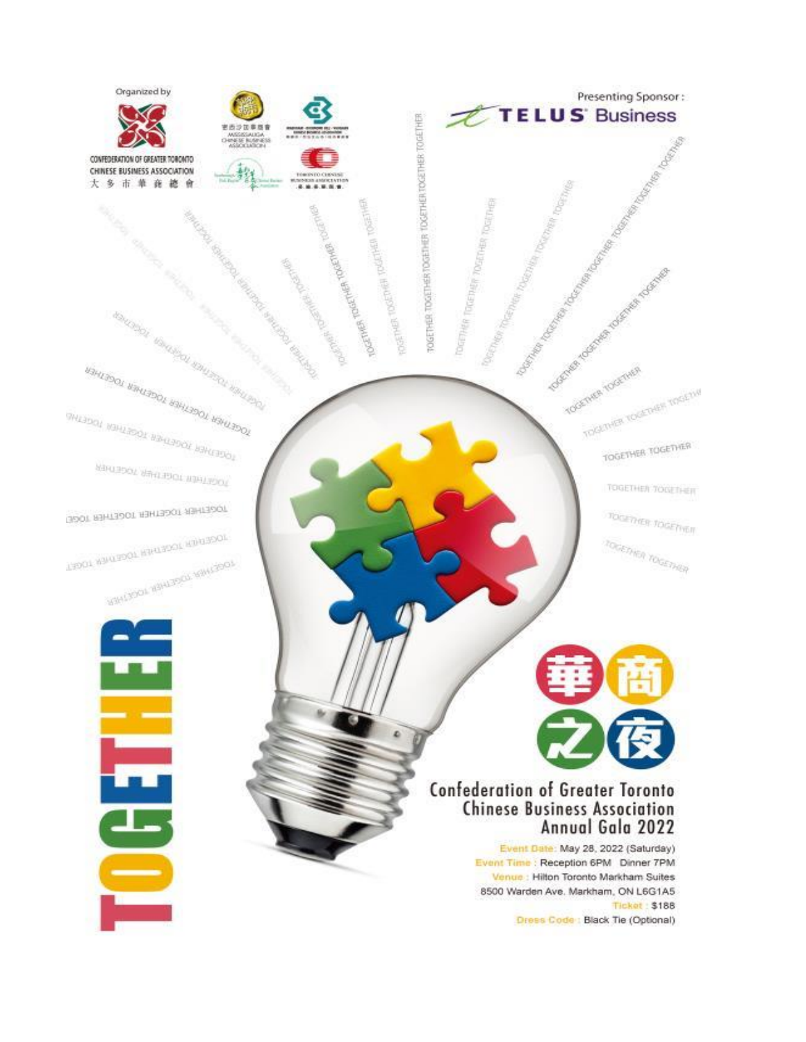Organized by

CONFEDERATION OF GREATER TORONTO CHINESE BUSINESS ASSOCIATION
大多市華商總會

密西沙加華商會
MISSISSAUGA CHINESE BUSINESS ASSOCIATION

TORONTO CHINESE BUSINESS ASSOCIATION

Presenting Sponsor:
TELUS Business

# TOGETHER

# 華商之夜

## Confederation of Greater Toronto Chinese Business Association Annual Gala 2022

Event Date: May 28, 2022 (Saturday)
Event Time: Reception 6PM Dinner 7PM
Venue: Hilton Toronto Markham Suites
8500 Warden Ave. Markham, ON L6G1A5
Ticket: $188
Dress Code: Black Tie (Optional)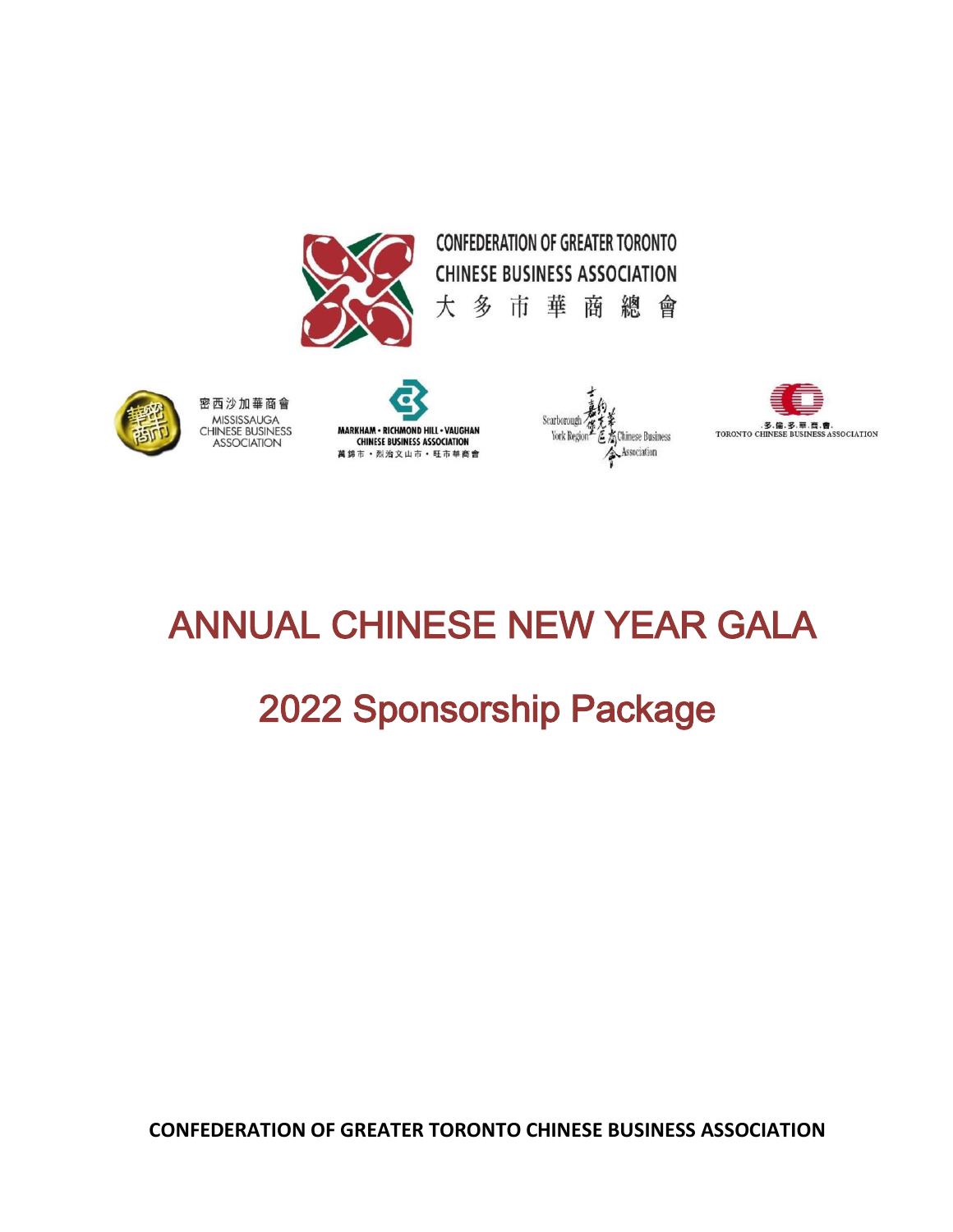CONFEDERATION OF GREATER TORONTO CHINESE BUSINESS ASSOCIATION
大多市華商總會

密西沙加華商會
MISSISSAUGA CHINESE BUSINESS ASSOCIATION

MARKHAM • RICHMOND HILL • VAUGHAN CHINESE BUSINESS ASSOCIATION
萬錦市・烈治文山市・旺市華商會

Scarborough York Region Chinese Business Association

多倫多華商會
TORONTO CHINESE BUSINESS ASSOCIATION

# ANNUAL CHINESE NEW YEAR GALA

## 2022 Sponsorship Package

**CONFEDERATION OF GREATER TORONTO CHINESE BUSINESS ASSOCIATION**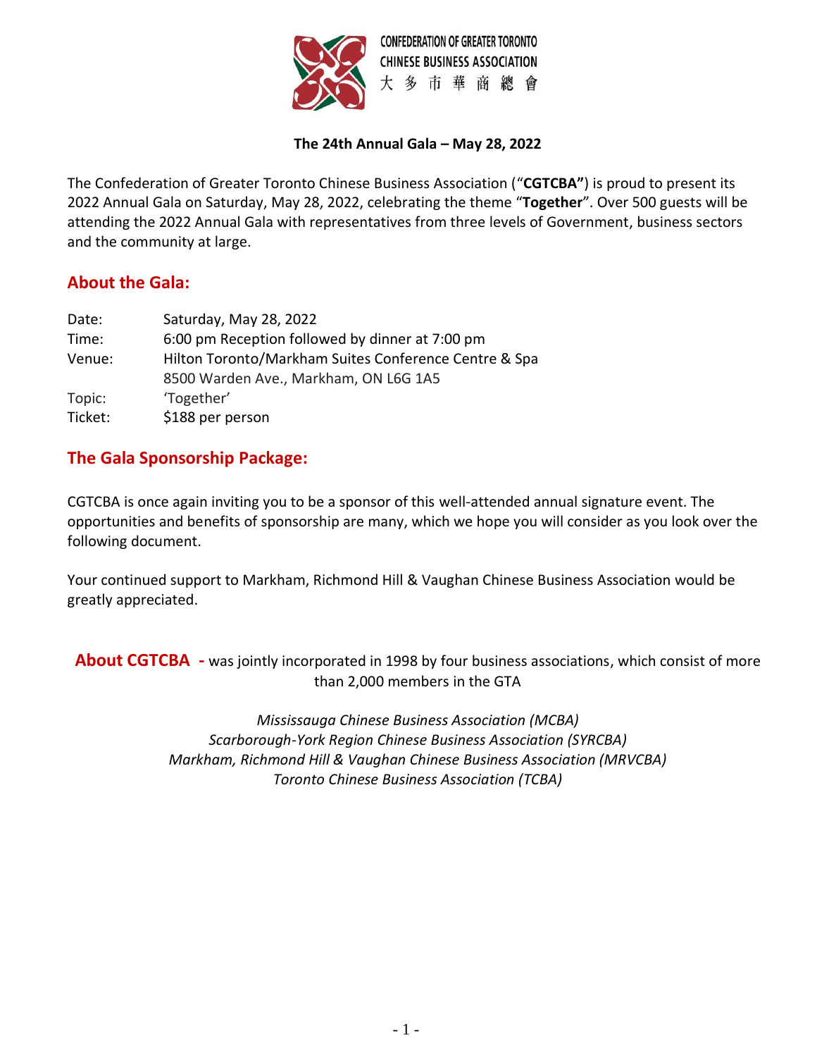CONFEDERATION OF GREATER TORONTO CHINESE BUSINESS ASSOCIATION
大 多 市 華 商 總 會

**The 24th Annual Gala – May 28, 2022**

The Confederation of Greater Toronto Chinese Business Association ("**CGTCBA"**) is proud to present its 2022 Annual Gala on Saturday, May 28, 2022, celebrating the theme "**Together**". Over 500 guests will be attending the 2022 Annual Gala with representatives from three levels of Government, business sectors and the community at large.

## About the Gala:

| | |
|---|---|
| Date: | Saturday, May 28, 2022 |
| Time: | 6:00 pm Reception followed by dinner at 7:00 pm |
| Venue: | Hilton Toronto/Markham Suites Conference Centre & Spa<br>8500 Warden Ave., Markham, ON L6G 1A5 |
| Topic: | 'Together' |
| Ticket: | $188 per person |

## The Gala Sponsorship Package:

CGTCBA is once again inviting you to be a sponsor of this well-attended annual signature event. The opportunities and benefits of sponsorship are many, which we hope you will consider as you look over the following document.

Your continued support to Markham, Richmond Hill & Vaughan Chinese Business Association would be greatly appreciated.

**About CGTCBA -** was jointly incorporated in 1998 by four business associations, which consist of more than 2,000 members in the GTA

*Mississauga Chinese Business Association (MCBA)*
*Scarborough-York Region Chinese Business Association (SYRCBA)*
*Markham, Richmond Hill & Vaughan Chinese Business Association (MRVCBA)*
*Toronto Chinese Business Association (TCBA)*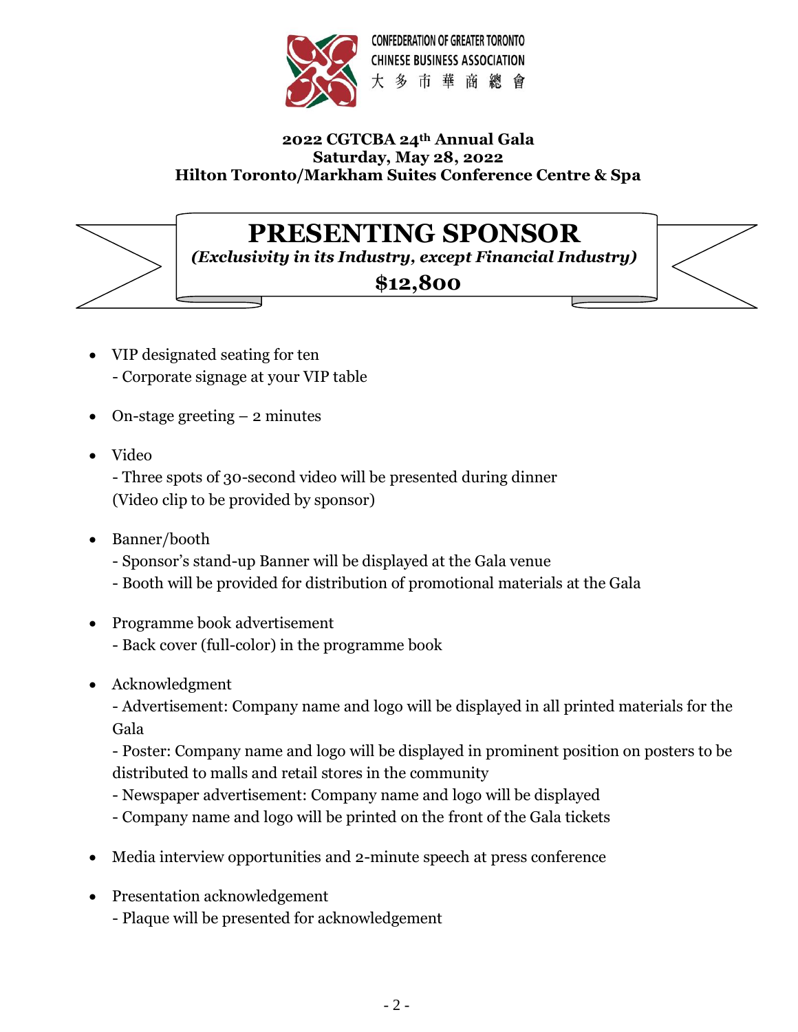CONFEDERATION OF GREATER TORONTO CHINESE BUSINESS ASSOCIATION
大 多 市 華 商 總 會

**2022 CGTCBA 24th Annual Gala**
**Saturday, May 28, 2022**
**Hilton Toronto/Markham Suites Conference Centre & Spa**

# PRESENTING SPONSOR

***(Exclusivity in its Industry, except Financial Industry)***

**$12,800**

- VIP designated seating for ten
  - Corporate signage at your VIP table
- On-stage greeting – 2 minutes
- Video
  - Three spots of 30-second video will be presented during dinner
  (Video clip to be provided by sponsor)
- Banner/booth
  - Sponsor's stand-up Banner will be displayed at the Gala venue
  - Booth will be provided for distribution of promotional materials at the Gala
- Programme book advertisement
  - Back cover (full-color) in the programme book
- Acknowledgment
  - Advertisement: Company name and logo will be displayed in all printed materials for the Gala
  - Poster: Company name and logo will be displayed in prominent position on posters to be distributed to malls and retail stores in the community
  - Newspaper advertisement: Company name and logo will be displayed
  - Company name and logo will be printed on the front of the Gala tickets
- Media interview opportunities and 2-minute speech at press conference
- Presentation acknowledgement
  - Plaque will be presented for acknowledgement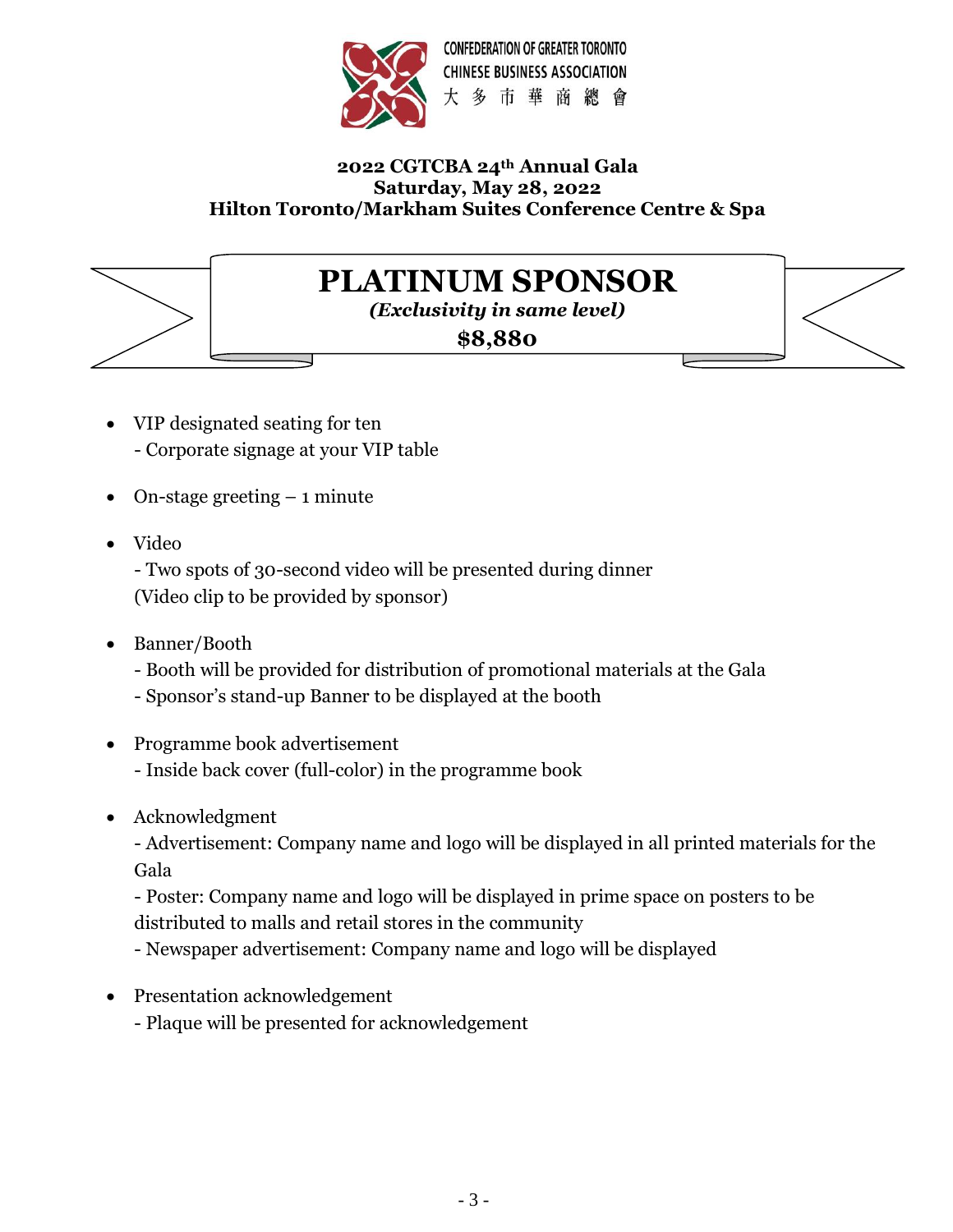CONFEDERATION OF GREATER TORONTO
CHINESE BUSINESS ASSOCIATION
大 多 市 華 商 總 會

**2022 CGTCBA 24th Annual Gala**
**Saturday, May 28, 2022**
**Hilton Toronto/Markham Suites Conference Centre & Spa**

# PLATINUM SPONSOR

***(Exclusivity in same level)***

**$8,880**

- VIP designated seating for ten
  - Corporate signage at your VIP table
- On-stage greeting – 1 minute
- Video
  - Two spots of 30-second video will be presented during dinner
  (Video clip to be provided by sponsor)
- Banner/Booth
  - Booth will be provided for distribution of promotional materials at the Gala
  - Sponsor's stand-up Banner to be displayed at the booth
- Programme book advertisement
  - Inside back cover (full-color) in the programme book
- Acknowledgment
  - Advertisement: Company name and logo will be displayed in all printed materials for the Gala
  - Poster: Company name and logo will be displayed in prime space on posters to be distributed to malls and retail stores in the community
  - Newspaper advertisement: Company name and logo will be displayed
- Presentation acknowledgement
  - Plaque will be presented for acknowledgement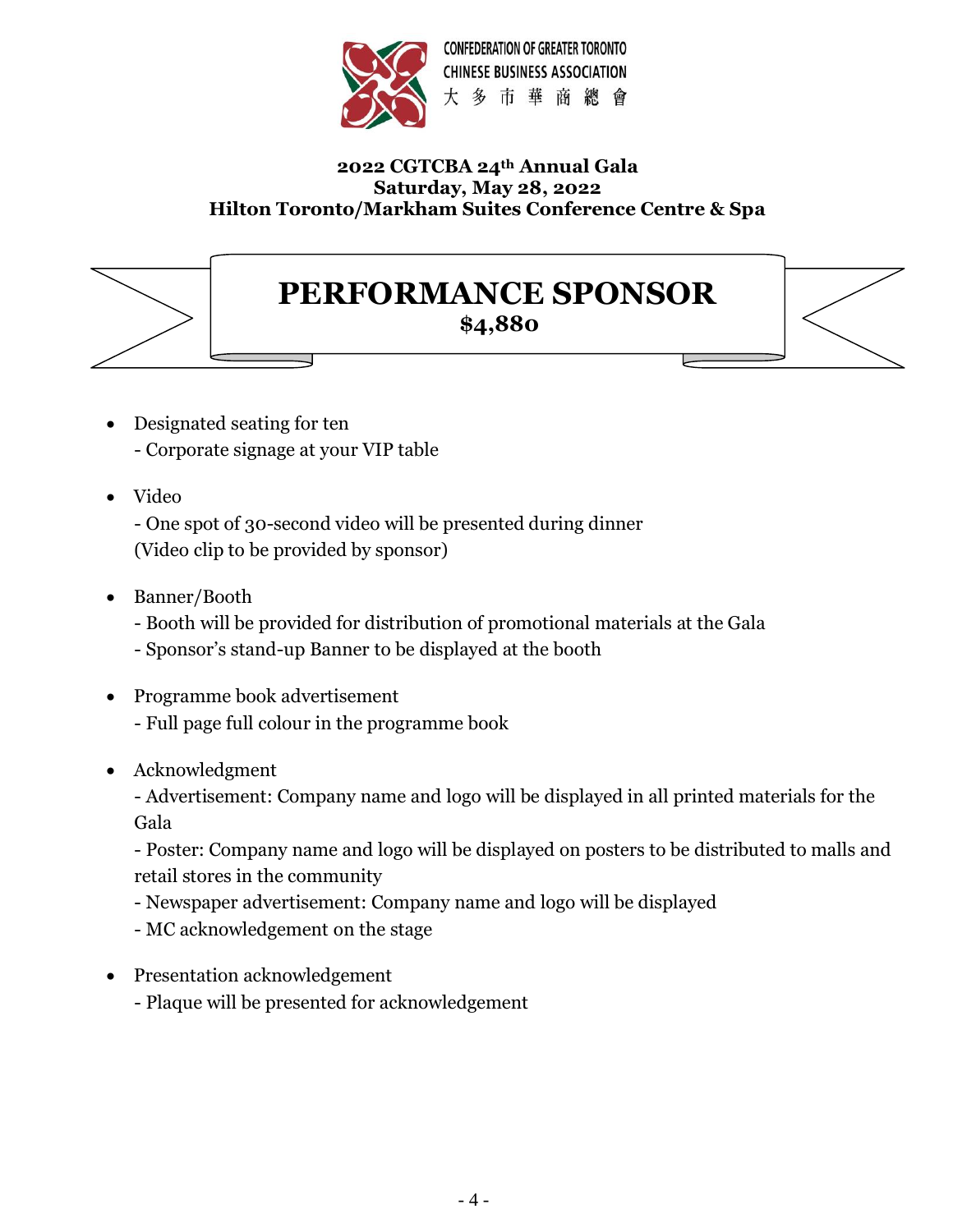CONFEDERATION OF GREATER TORONTO
CHINESE BUSINESS ASSOCIATION
大 多 市 華 商 總 會

**2022 CGTCBA 24th Annual Gala**
**Saturday, May 28, 2022**
**Hilton Toronto/Markham Suites Conference Centre & Spa**

# PERFORMANCE SPONSOR
**$4,880**

- Designated seating for ten
  - Corporate signage at your VIP table
- Video
  - One spot of 30-second video will be presented during dinner
  (Video clip to be provided by sponsor)
- Banner/Booth
  - Booth will be provided for distribution of promotional materials at the Gala
  - Sponsor's stand-up Banner to be displayed at the booth
- Programme book advertisement
  - Full page full colour in the programme book
- Acknowledgment
  - Advertisement: Company name and logo will be displayed in all printed materials for the Gala
  - Poster: Company name and logo will be displayed on posters to be distributed to malls and retail stores in the community
  - Newspaper advertisement: Company name and logo will be displayed
  - MC acknowledgement on the stage
- Presentation acknowledgement
  - Plaque will be presented for acknowledgement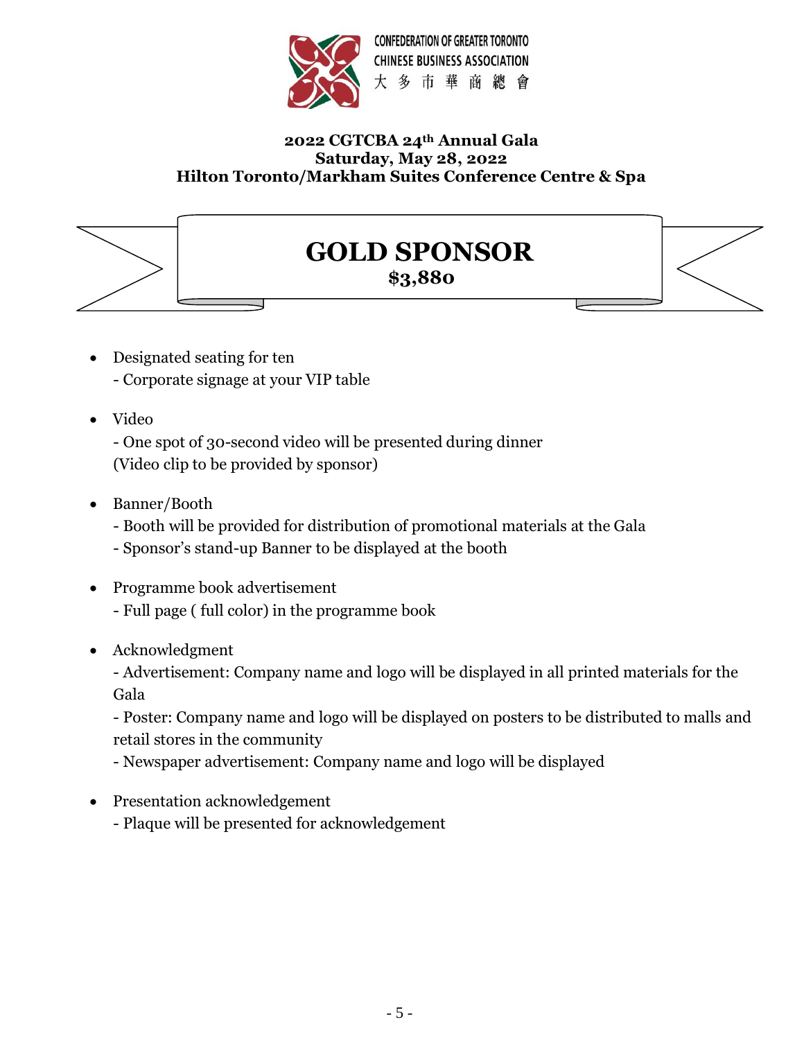CONFEDERATION OF GREATER TORONTO
CHINESE BUSINESS ASSOCIATION
大 多 市 華 商 總 會

**2022 CGTCBA 24th Annual Gala**
**Saturday, May 28, 2022**
**Hilton Toronto/Markham Suites Conference Centre & Spa**

# GOLD SPONSOR

**$3,880**

- Designated seating for ten
  - Corporate signage at your VIP table
- Video
  - One spot of 30-second video will be presented during dinner
  (Video clip to be provided by sponsor)
- Banner/Booth
  - Booth will be provided for distribution of promotional materials at the Gala
  - Sponsor's stand-up Banner to be displayed at the booth
- Programme book advertisement
  - Full page ( full color) in the programme book
- Acknowledgment
  - Advertisement: Company name and logo will be displayed in all printed materials for the Gala
  - Poster: Company name and logo will be displayed on posters to be distributed to malls and retail stores in the community
  - Newspaper advertisement: Company name and logo will be displayed
- Presentation acknowledgement
  - Plaque will be presented for acknowledgement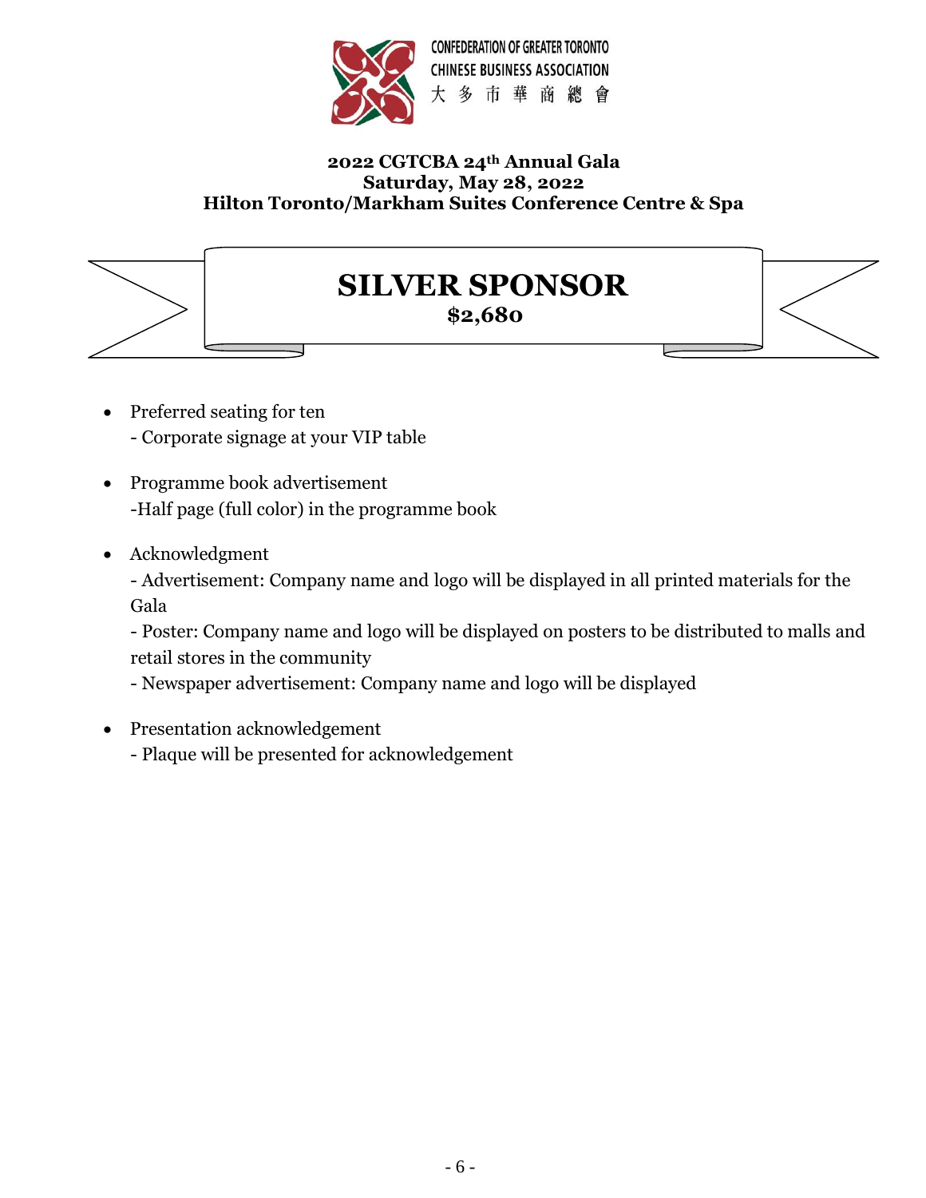CONFEDERATION OF GREATER TORONTO
CHINESE BUSINESS ASSOCIATION
大 多 市 華 商 總 會

**2022 CGTCBA 24th Annual Gala**
**Saturday, May 28, 2022**
**Hilton Toronto/Markham Suites Conference Centre & Spa**

# SILVER SPONSOR

**$2,680**

- Preferred seating for ten
  - Corporate signage at your VIP table
- Programme book advertisement
  -Half page (full color) in the programme book
- Acknowledgment
  - Advertisement: Company name and logo will be displayed in all printed materials for the Gala
  - Poster: Company name and logo will be displayed on posters to be distributed to malls and retail stores in the community
  - Newspaper advertisement: Company name and logo will be displayed
- Presentation acknowledgement
  - Plaque will be presented for acknowledgement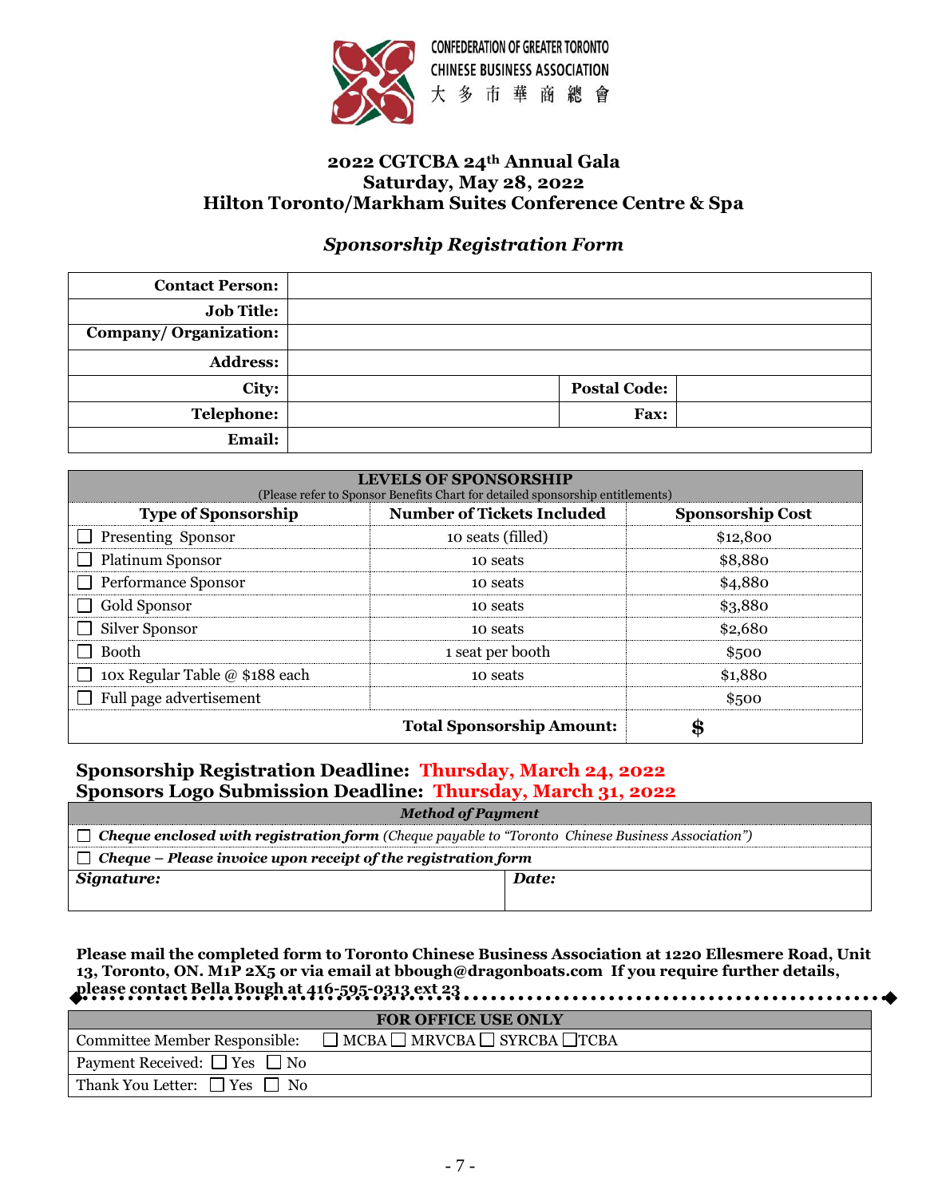CONFEDERATION OF GREATER TORONTO
CHINESE BUSINESS ASSOCIATION
大 多 市 華 商 總 會

## 2022 CGTCBA 24th Annual Gala
## Saturday, May 28, 2022
## Hilton Toronto/Markham Suites Conference Centre & Spa

### *Sponsorship Registration Form*

| | | | |
|---|---|---|---|
| **Contact Person:** | | | |
| **Job Title:** | | | |
| **Company/ Organization:** | | | |
| **Address:** | | | |
| **City:** | | **Postal Code:** | |
| **Telephone:** | | **Fax:** | |
| **Email:** | | | |

**LEVELS OF SPONSORSHIP**
(Please refer to Sponsor Benefits Chart for detailed sponsorship entitlements)

| Type of Sponsorship | Number of Tickets Included | Sponsorship Cost |
|---|---|---|
| ☐ Presenting Sponsor | 10 seats (filled) | $12,800 |
| ☐ Platinum Sponsor | 10 seats | $8,880 |
| ☐ Performance Sponsor | 10 seats | $4,880 |
| ☐ Gold Sponsor | 10 seats | $3,880 |
| ☐ Silver Sponsor | 10 seats | $2,680 |
| ☐ Booth | 1 seat per booth | $500 |
| ☐ 10x Regular Table @ $188 each | 10 seats | $1,880 |
| ☐ Full page advertisement | | $500 |
| | **Total Sponsorship Amount:** | **$** |

**Sponsorship Registration Deadline: Thursday, March 24, 2022**
**Sponsors Logo Submission Deadline: Thursday, March 31, 2022**

| ***Method of Payment*** | |
|---|---|
| ☐ ***Cheque enclosed with registration form*** *(Cheque payable to "Toronto Chinese Business Association")* | |
| ☐ ***Cheque – Please invoice upon receipt of the registration form*** | |
| ***Signature:*** | ***Date:*** |

**Please mail the completed form to Toronto Chinese Business Association at 1220 Ellesmere Road, Unit 13, Toronto, ON. M1P 2X5 or via email at bbough@dragonboats.com If you require further details, please contact Bella Bough at 416-595-0313 ext 23**

| **FOR OFFICE USE ONLY** |
|---|
| Committee Member Responsible: ☐ MCBA ☐ MRVCBA ☐ SYRCBA ☐ TCBA |
| Payment Received: ☐ Yes ☐ No |
| Thank You Letter: ☐ Yes ☐ No |